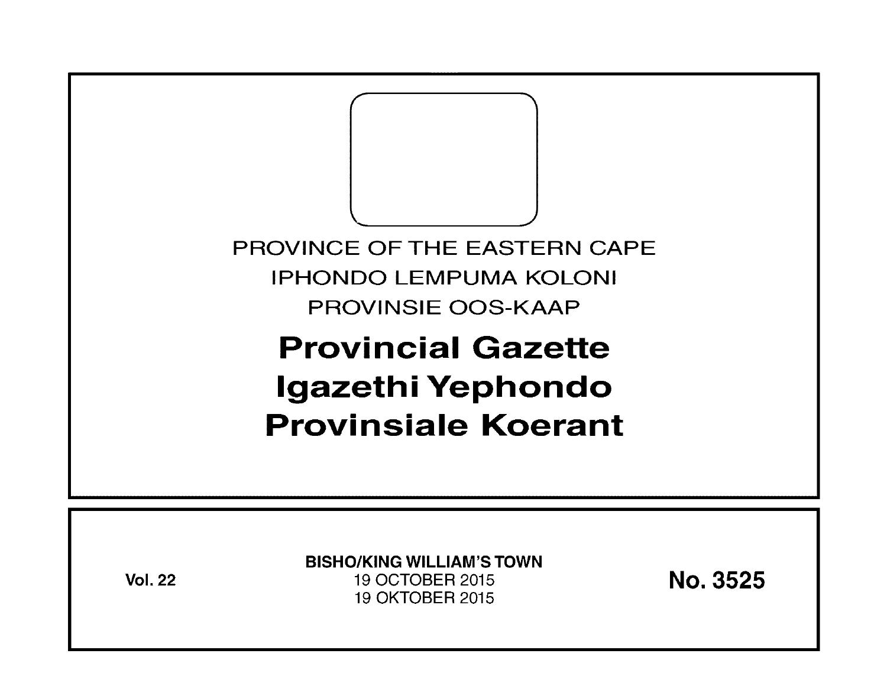PROVINCE OF THE EASTERN CAPE

IPHONDO LEMPUMA KOLONI

PROVINSIE OOS-KAAP

# Provincial Gazette
# Igazethi Yephondo
# Provinsiale Koerant

**Vol. 22**

**BISHO/KING WILLIAM'S TOWN**

19 OCTOBER 2015

19 OKTOBER 2015

**No. 3525**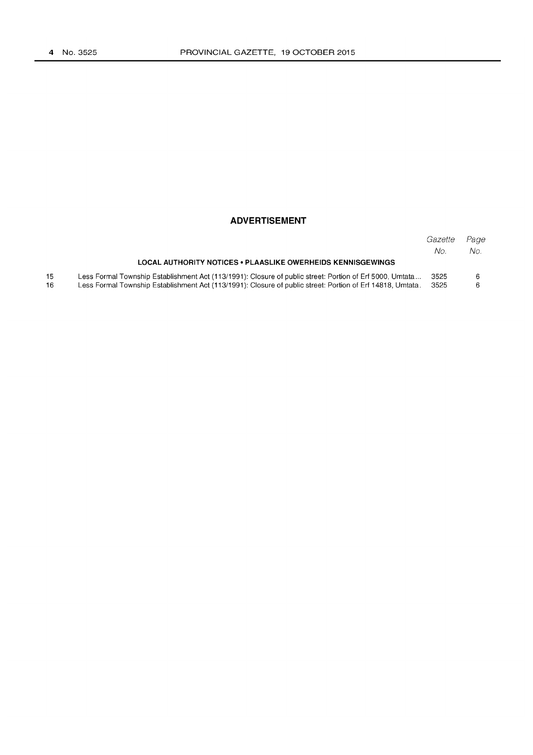## ADVERTISEMENT

| | | Gazette No. | Page No. |
|---|---|---|---|
| | **LOCAL AUTHORITY NOTICES • PLAASLIKE OWERHEIDS KENNISGEWINGS** | | |
| 15 | Less Formal Township Establishment Act (113/1991): Closure of public street: Portion of Erf 5000, Umtata... | 3525 | 6 |
| 16 | Less Formal Township Establishment Act (113/1991): Closure of public street: Portion of Erf 14818, Umtata. | 3525 | 6 |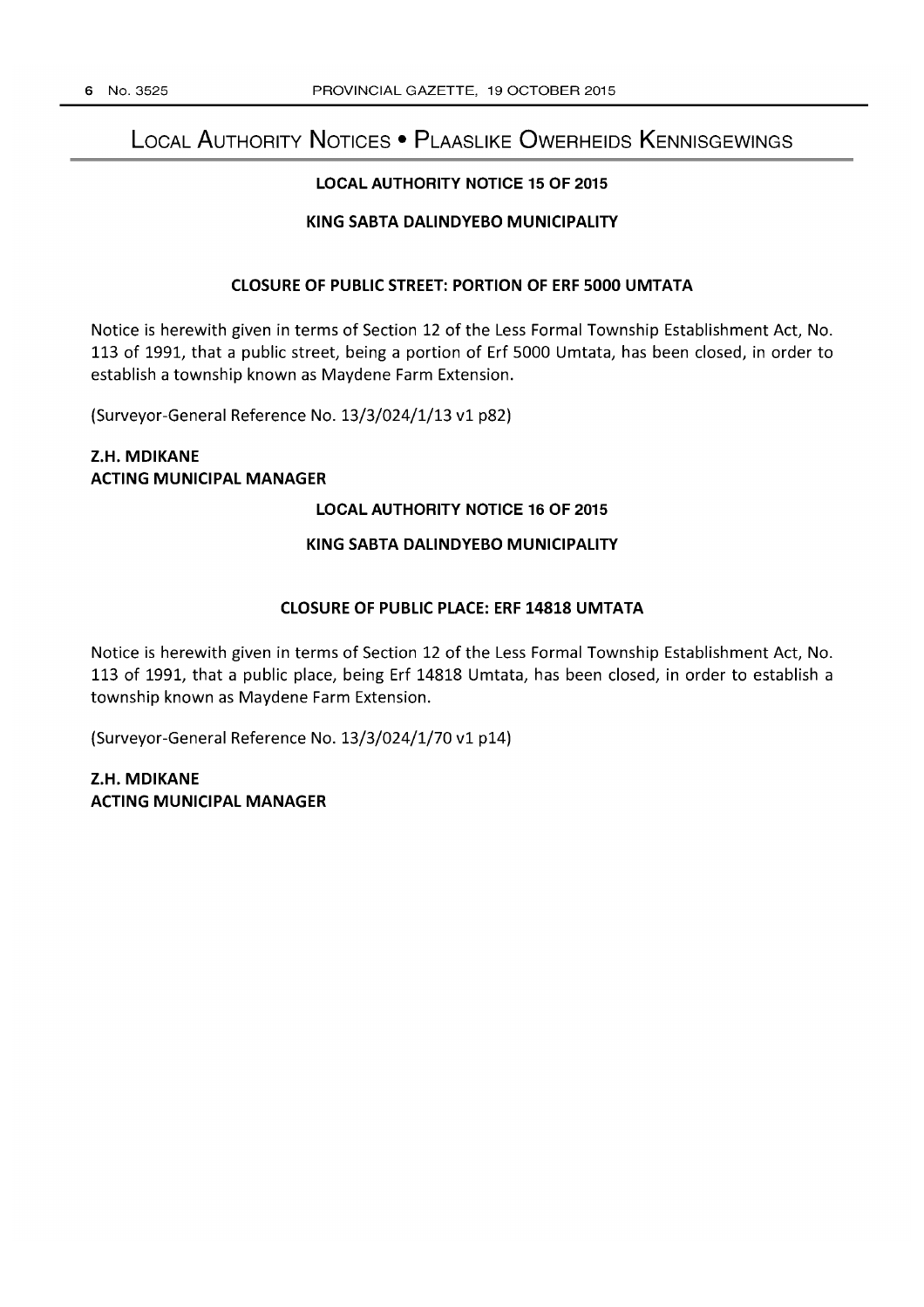# Local Authority Notices • Plaaslike Owerheids Kennisgewings

## LOCAL AUTHORITY NOTICE 15 OF 2015

### KING SABTA DALINDYEBO MUNICIPALITY

### CLOSURE OF PUBLIC STREET: PORTION OF ERF 5000 UMTATA

Notice is herewith given in terms of Section 12 of the Less Formal Township Establishment Act, No. 113 of 1991, that a public street, being a portion of Erf 5000 Umtata, has been closed, in order to establish a township known as Maydene Farm Extension.

(Surveyor-General Reference No. 13/3/024/1/13 v1 p82)

**Z.H. MDIKANE**
**ACTING MUNICIPAL MANAGER**

## LOCAL AUTHORITY NOTICE 16 OF 2015

### KING SABTA DALINDYEBO MUNICIPALITY

### CLOSURE OF PUBLIC PLACE: ERF 14818 UMTATA

Notice is herewith given in terms of Section 12 of the Less Formal Township Establishment Act, No. 113 of 1991, that a public place, being Erf 14818 Umtata, has been closed, in order to establish a township known as Maydene Farm Extension.

(Surveyor-General Reference No. 13/3/024/1/70 v1 p14)

**Z.H. MDIKANE**
**ACTING MUNICIPAL MANAGER**